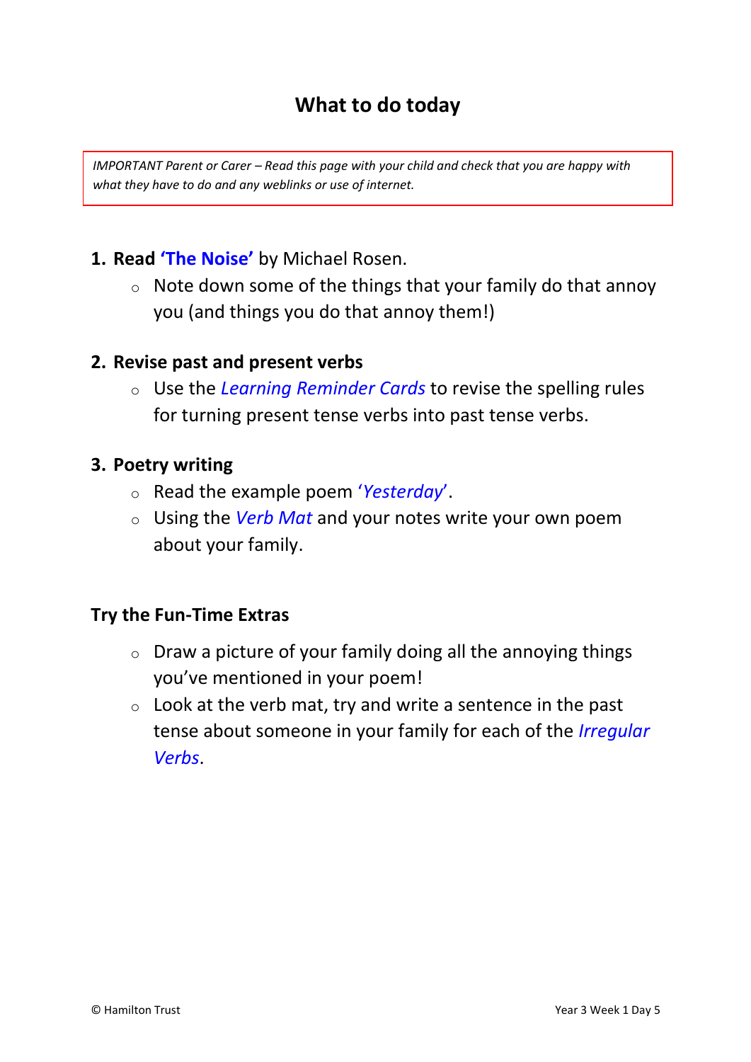# What to do today

*IMPORTANT Parent or Carer – Read this page with your child and check that you are happy with what they have to do and any weblinks or use of internet.*

1. **Read 'The Noise'** by Michael Rosen.
   - Note down some of the things that your family do that annoy you (and things you do that annoy them!)

2. **Revise past and present verbs**
   - Use the *Learning Reminder Cards* to revise the spelling rules for turning present tense verbs into past tense verbs.

3. **Poetry writing**
   - Read the example poem '*Yesterday*'.
   - Using the *Verb Mat* and your notes write your own poem about your family.

**Try the Fun-Time Extras**

- Draw a picture of your family doing all the annoying things you've mentioned in your poem!
- Look at the verb mat, try and write a sentence in the past tense about someone in your family for each of the *Irregular Verbs*.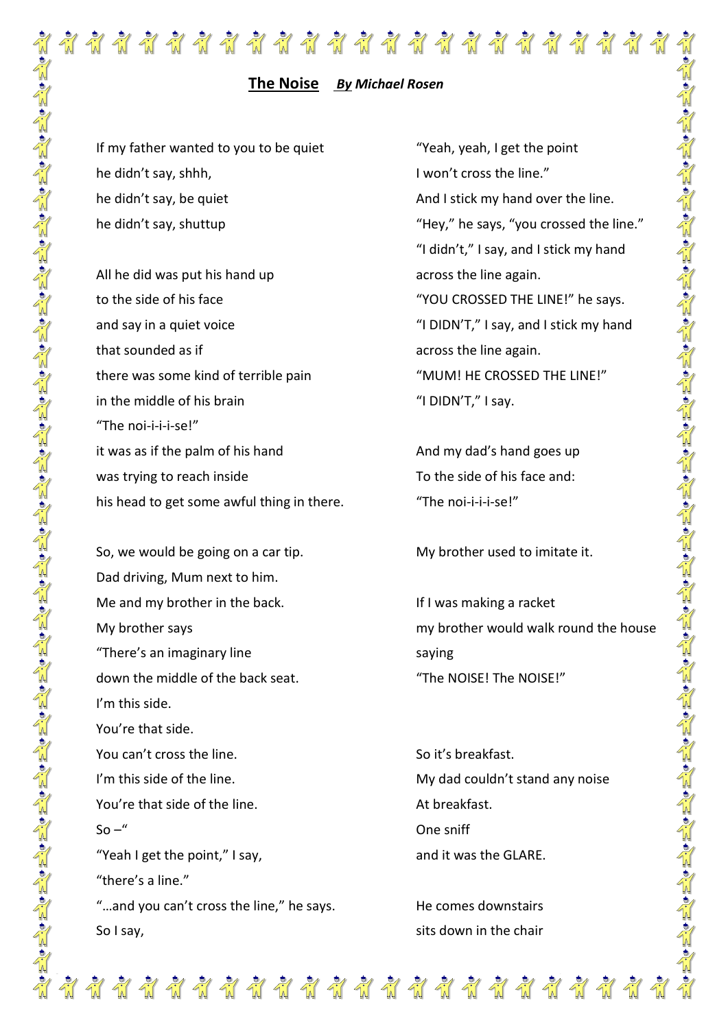**The Noise** ***By Michael Rosen***

If my father wanted to you to be quiet
he didn't say, shhh,
he didn't say, be quiet
he didn't say, shuttup

All he did was put his hand up
to the side of his face
and say in a quiet voice
that sounded as if
there was some kind of terrible pain
in the middle of his brain
"The noi-i-i-i-se!"
it was as if the palm of his hand
was trying to reach inside
his head to get some awful thing in there.

So, we would be going on a car tip.
Dad driving, Mum next to him.
Me and my brother in the back.
My brother says
"There's an imaginary line
down the middle of the back seat.
I'm this side.
You're that side.
You can't cross the line.
I'm this side of the line.
You're that side of the line.
So –"
"Yeah I get the point," I say,
"there's a line."
"…and you can't cross the line," he says.
So I say,
"Yeah, yeah, I get the point
I won't cross the line."
And I stick my hand over the line.
"Hey," he says, "you crossed the line."
"I didn't," I say, and I stick my hand
across the line again.
"YOU CROSSED THE LINE!" he says.
"I DIDN'T," I say, and I stick my hand
across the line again.
"MUM! HE CROSSED THE LINE!"
"I DIDN'T," I say.

And my dad's hand goes up
To the side of his face and:
"The noi-i-i-i-se!"

My brother used to imitate it.

If I was making a racket
my brother would walk round the house
saying
"The NOISE! The NOISE!"

So it's breakfast.
My dad couldn't stand any noise
At breakfast.
One sniff
and it was the GLARE.

He comes downstairs
sits down in the chair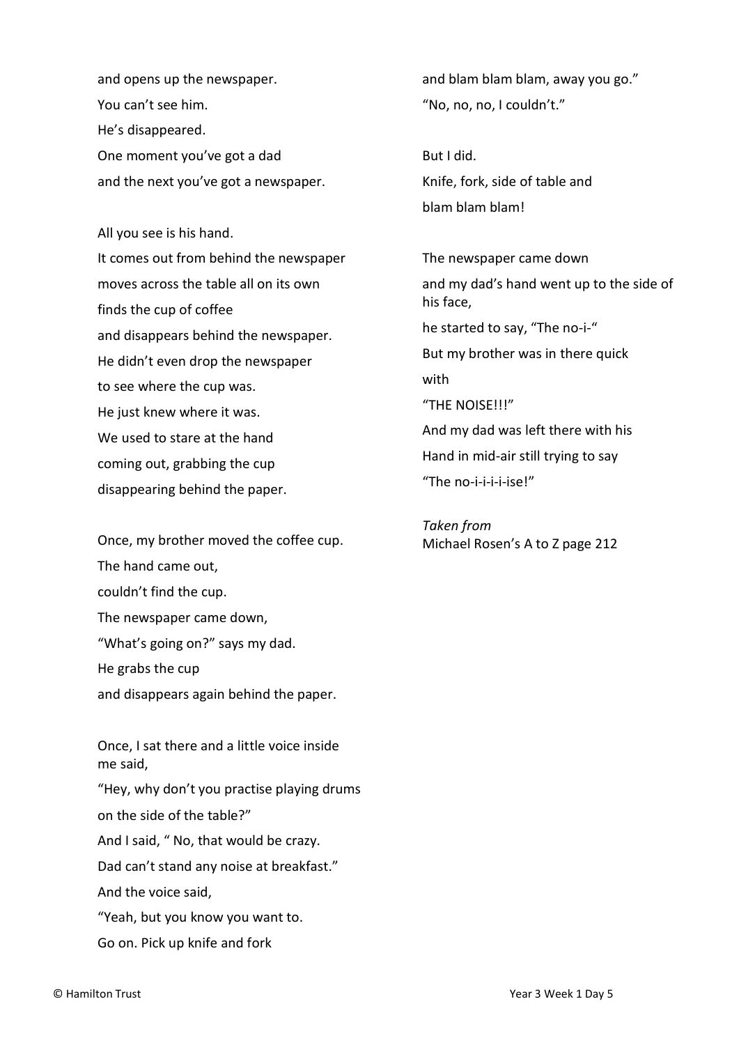and opens up the newspaper.
You can't see him.
He's disappeared.
One moment you've got a dad
and the next you've got a newspaper.

All you see is his hand.
It comes out from behind the newspaper
moves across the table all on its own
finds the cup of coffee
and disappears behind the newspaper.
He didn't even drop the newspaper
to see where the cup was.
He just knew where it was.
We used to stare at the hand
coming out, grabbing the cup
disappearing behind the paper.

Once, my brother moved the coffee cup.
The hand came out,
couldn't find the cup.
The newspaper came down,
"What's going on?" says my dad.
He grabs the cup
and disappears again behind the paper.

Once, I sat there and a little voice inside me said,
"Hey, why don't you practise playing drums
on the side of the table?"
And I said, " No, that would be crazy.
Dad can't stand any noise at breakfast."
And the voice said,
"Yeah, but you know you want to.
Go on. Pick up knife and fork
and blam blam blam, away you go."
"No, no, no, I couldn't."

But I did.
Knife, fork, side of table and
blam blam blam!

The newspaper came down
and my dad's hand went up to the side of his face,
he started to say, "The no-i-"
But my brother was in there quick
with
"THE NOISE!!!"
And my dad was left there with his
Hand in mid-air still trying to say
"The no-i-i-i-i-ise!"

*Taken from*
Michael Rosen's A to Z page 212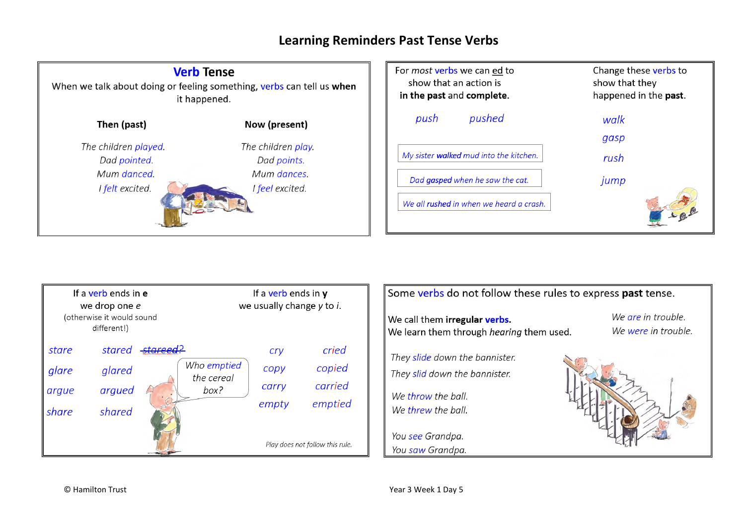# Learning Reminders Past Tense Verbs

## Verb Tense

When we talk about doing or feeling something, verbs can tell us **when** it happened.

| **Then (past)** | **Now (present)** |
|---|---|
| *The children played.* | *The children play.* |
| *Dad pointed.* | *Dad points.* |
| *Mum danced.* | *Mum dances.* |
| *I felt excited.* | *I feel excited.* |

---

For *most* verbs we can ed to show that an action is **in the past** and **complete.**

*push* *pushed*

*My sister **walked** mud into the kitchen.*

*Dad **gasped** when he saw the cat.*

*We all **rushed** in when we heard a crash.*

Change these verbs to show that they happened in the **past**.

*walk*

*gasp*

*rush*

*jump*

---

If a verb ends in **e** we drop one *e* (otherwise it would sound different!)

| | |
|---|---|
| *stare* | *stared* ~~*stareed*~~? |
| *glare* | *glared* |
| *argue* | *argued* |
| *share* | *shared* |

*Who emptied the cereal box?*

If a verb ends in **y** we usually change *y* to *i*.

| | |
|---|---|
| *cry* | *cried* |
| *copy* | *copied* |
| *carry* | *carried* |
| *empty* | *emptied* |

*Play does not follow this rule.*

---

Some verbs do not follow these rules to express **past** tense.

We call them **irregular verbs.**
We learn them through *hearing* them used.

*We are in trouble.*
*We were in trouble.*

*They slide down the bannister.*
*They slid down the bannister.*

*We throw the ball.*
*We threw the ball.*

*You see Grandpa.*
*You saw Grandpa.*

© Hamilton Trust

Year 3 Week 1 Day 5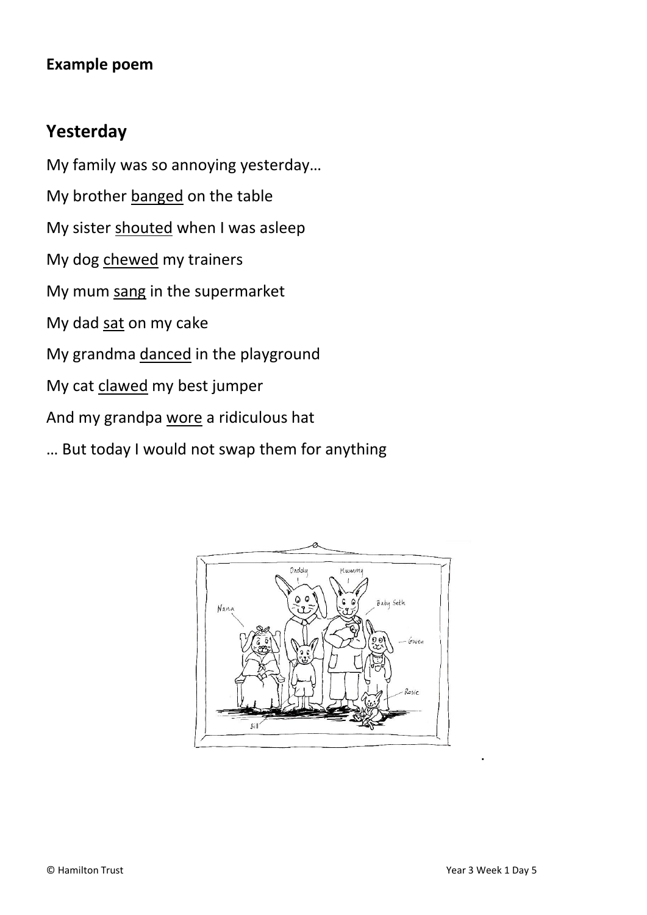**Example poem**

## Yesterday

My family was so annoying yesterday…

My brother <u>banged</u> on the table

My sister <u>shouted</u> when I was asleep

My dog <u>chewed</u> my trainers

My mum <u>sang</u> in the supermarket

My dad <u>sat</u> on my cake

My grandma <u>danced</u> in the playground

My cat <u>clawed</u> my best jumper

And my grandpa <u>wore</u> a ridiculous hat

… But today I would not swap them for anything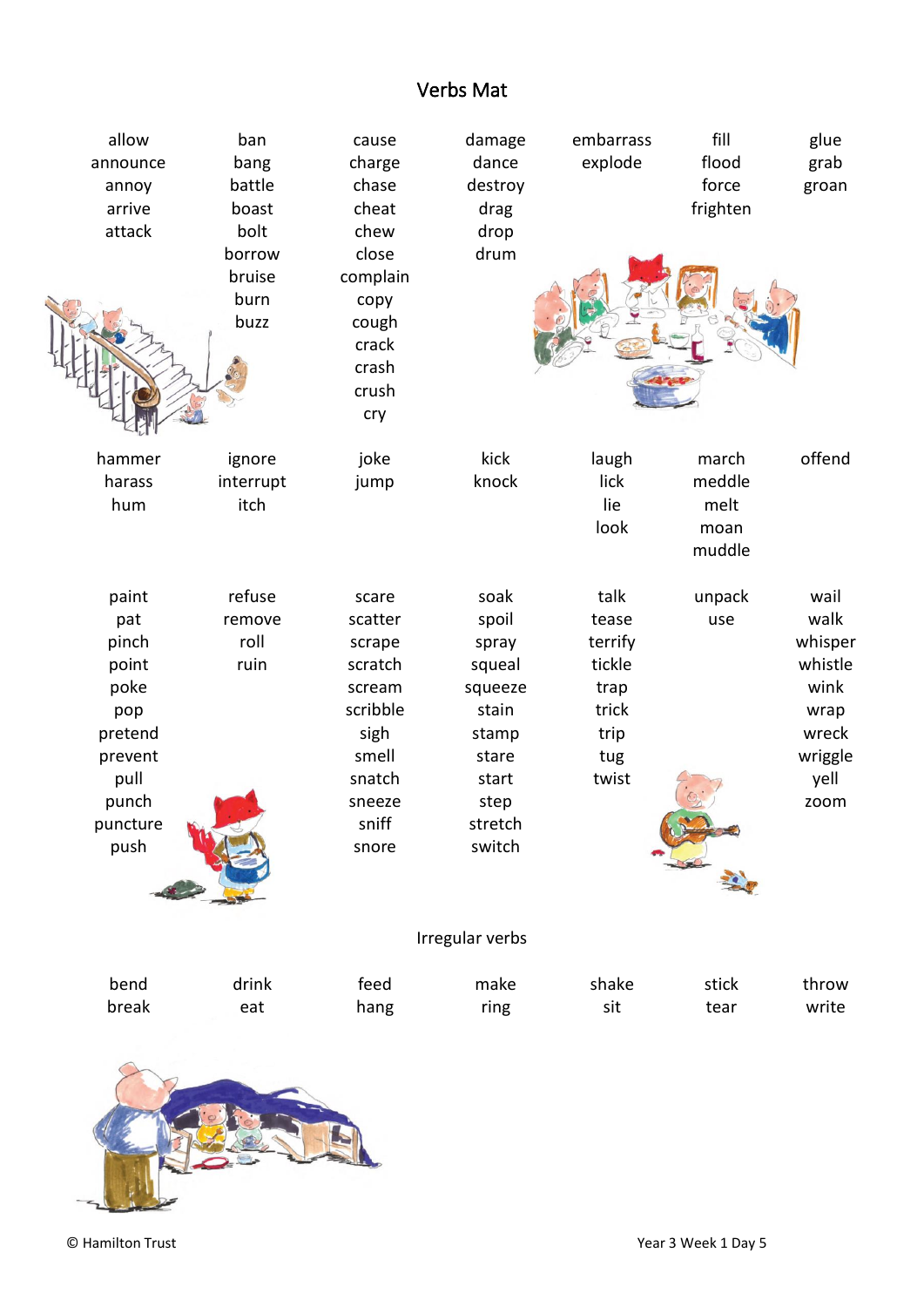# Verbs Mat

| | | | | | | |
|---|---|---|---|---|---|---|
| allow<br>announce<br>annoy<br>arrive<br>attack | ban<br>bang<br>battle<br>boast<br>bolt<br>borrow<br>bruise<br>burn<br>buzz | cause<br>charge<br>chase<br>cheat<br>chew<br>close<br>complain<br>copy<br>cough<br>crack<br>crash<br>crush<br>cry | damage<br>dance<br>destroy<br>drag<br>drop<br>drum | embarrass<br>explode | fill<br>flood<br>force<br>frighten | glue<br>grab<br>groan |
| hammer<br>harass<br>hum | ignore<br>interrupt<br>itch | joke<br>jump | kick<br>knock | laugh<br>lick<br>lie<br>look | march<br>meddle<br>melt<br>moan<br>muddle | offend |
| paint<br>pat<br>pinch<br>point<br>poke<br>pop<br>pretend<br>prevent<br>pull<br>punch<br>puncture<br>push | refuse<br>remove<br>roll<br>ruin | scare<br>scatter<br>scrape<br>scratch<br>scream<br>scribble<br>sigh<br>smell<br>snatch<br>sneeze<br>sniff<br>snore | soak<br>spoil<br>spray<br>squeal<br>squeeze<br>stain<br>stamp<br>stare<br>start<br>step<br>stretch<br>switch | talk<br>tease<br>terrify<br>tickle<br>trap<br>trick<br>trip<br>tug<br>twist | unpack<br>use | wail<br>walk<br>whisper<br>whistle<br>wink<br>wrap<br>wreck<br>wriggle<br>yell<br>zoom |

## Irregular verbs

| | | | | | | |
|---|---|---|---|---|---|---|
| bend<br>break | drink<br>eat | feed<br>hang | make<br>ring | shake<br>sit | stick<br>tear | throw<br>write |

© Hamilton Trust

Year 3 Week 1 Day 5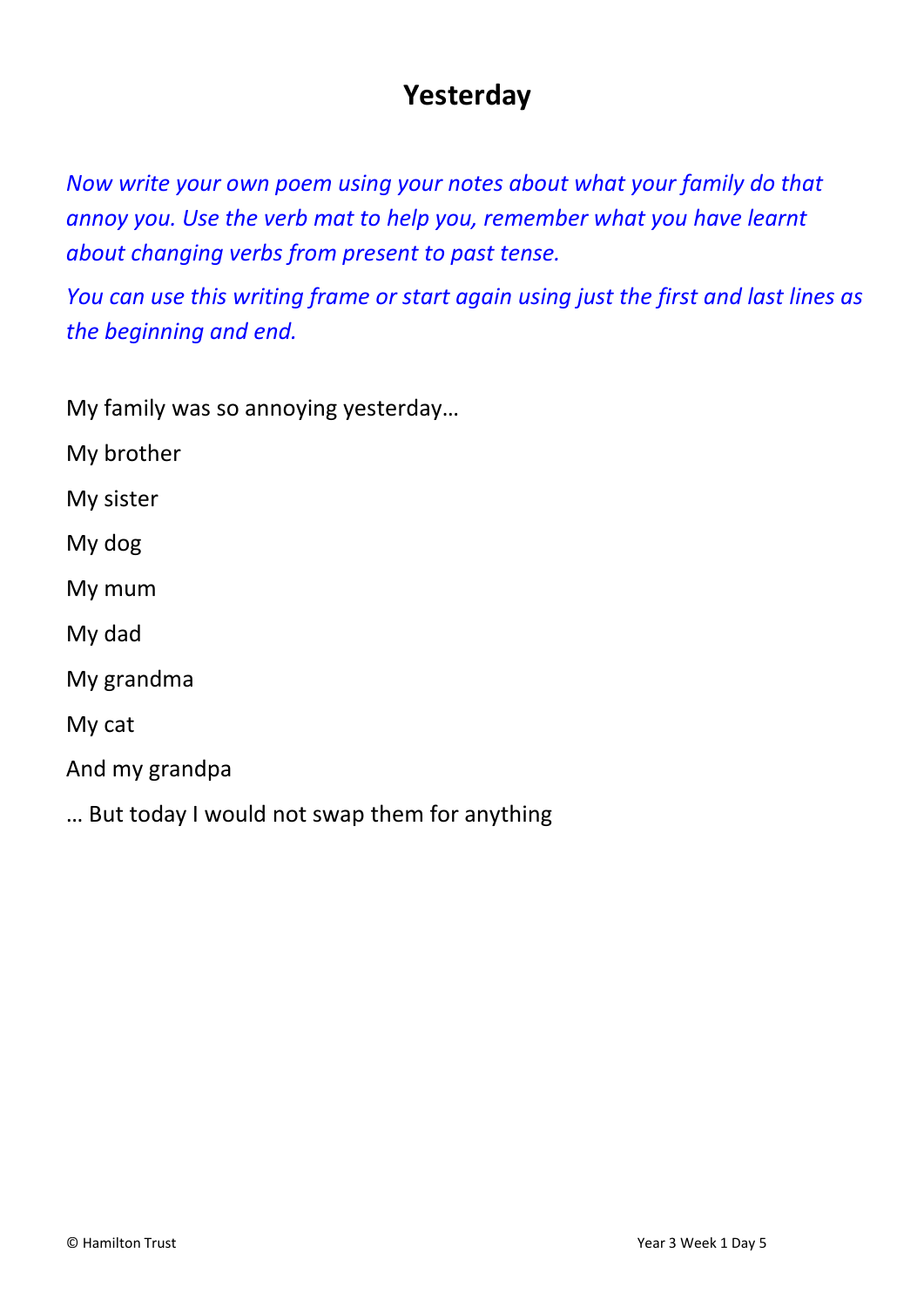# Yesterday

*Now write your own poem using your notes about what your family do that annoy you. Use the verb mat to help you, remember what you have learnt about changing verbs from present to past tense.*

*You can use this writing frame or start again using just the first and last lines as the beginning and end.*

My family was so annoying yesterday…

My brother

My sister

My dog

My mum

My dad

My grandma

My cat

And my grandpa

… But today I would not swap them for anything